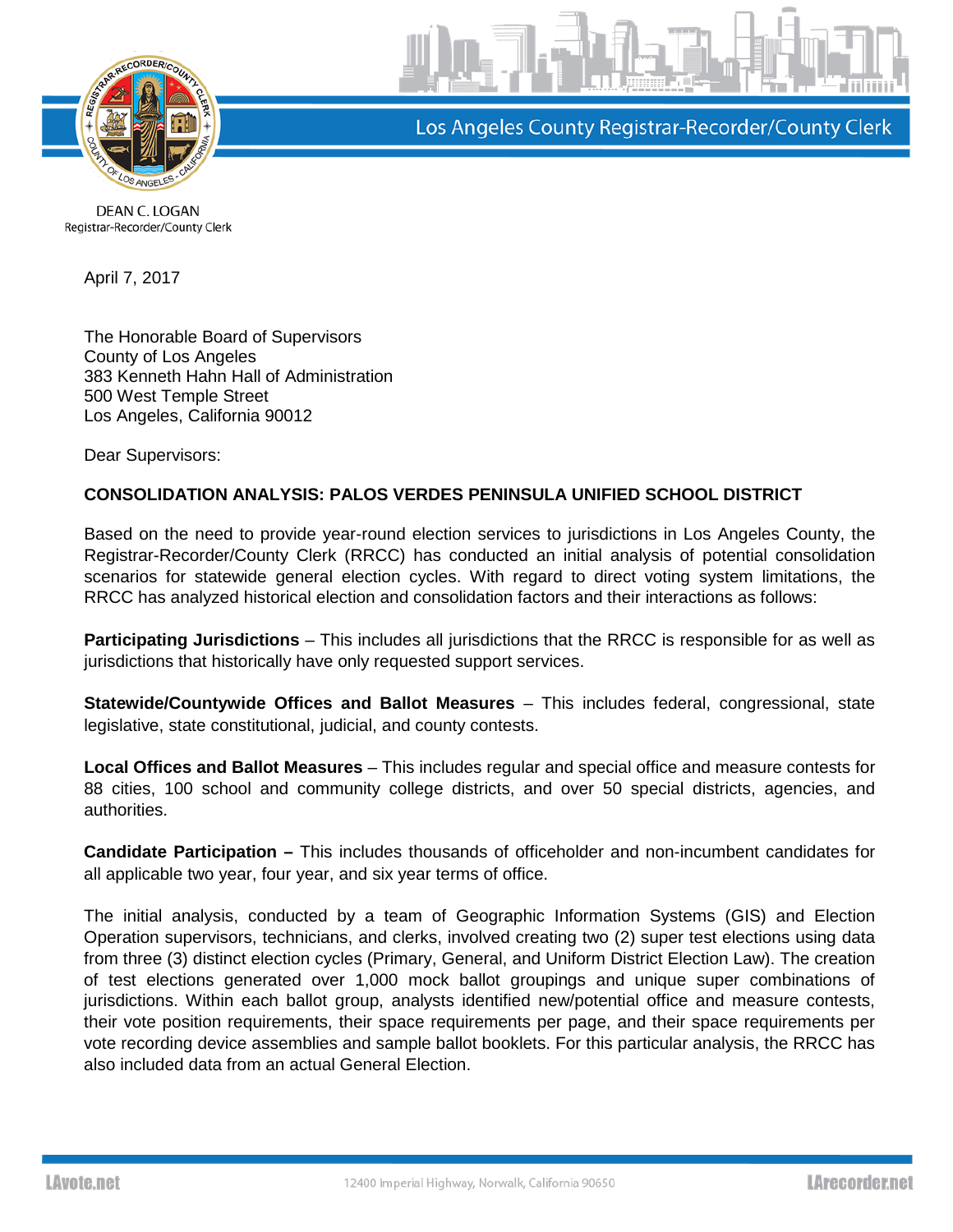Los Angeles County Registrar-Recorder/County Clerk

DEAN C. LOGAN
Registrar-Recorder/County Clerk

April 7, 2017

The Honorable Board of Supervisors
County of Los Angeles
383 Kenneth Hahn Hall of Administration
500 West Temple Street
Los Angeles, California 90012

Dear Supervisors:

**CONSOLIDATION ANALYSIS: PALOS VERDES PENINSULA UNIFIED SCHOOL DISTRICT**

Based on the need to provide year-round election services to jurisdictions in Los Angeles County, the Registrar-Recorder/County Clerk (RRCC) has conducted an initial analysis of potential consolidation scenarios for statewide general election cycles. With regard to direct voting system limitations, the RRCC has analyzed historical election and consolidation factors and their interactions as follows:

**Participating Jurisdictions** – This includes all jurisdictions that the RRCC is responsible for as well as jurisdictions that historically have only requested support services.

**Statewide/Countywide Offices and Ballot Measures** – This includes federal, congressional, state legislative, state constitutional, judicial, and county contests.

**Local Offices and Ballot Measures** – This includes regular and special office and measure contests for 88 cities, 100 school and community college districts, and over 50 special districts, agencies, and authorities.

**Candidate Participation –** This includes thousands of officeholder and non-incumbent candidates for all applicable two year, four year, and six year terms of office.

The initial analysis, conducted by a team of Geographic Information Systems (GIS) and Election Operation supervisors, technicians, and clerks, involved creating two (2) super test elections using data from three (3) distinct election cycles (Primary, General, and Uniform District Election Law). The creation of test elections generated over 1,000 mock ballot groupings and unique super combinations of jurisdictions. Within each ballot group, analysts identified new/potential office and measure contests, their vote position requirements, their space requirements per page, and their space requirements per vote recording device assemblies and sample ballot booklets. For this particular analysis, the RRCC has also included data from an actual General Election.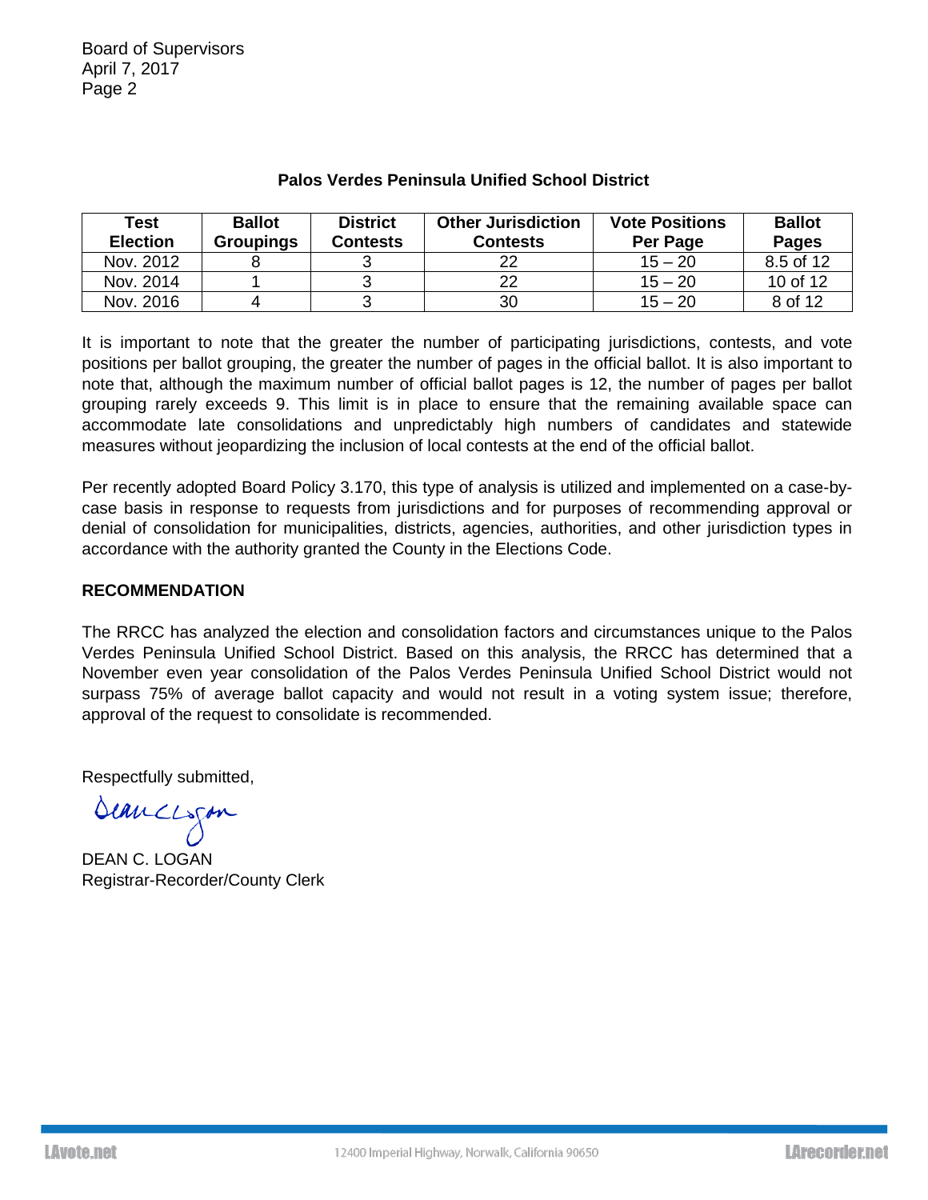### Palos Verdes Peninsula Unified School District

| Test Election | Ballot Groupings | District Contests | Other Jurisdiction Contests | Vote Positions Per Page | Ballot Pages |
|---|---|---|---|---|---|
| Nov. 2012 | 8 | 3 | 22 | 15 – 20 | 8.5 of 12 |
| Nov. 2014 | 1 | 3 | 22 | 15 – 20 | 10 of 12 |
| Nov. 2016 | 4 | 3 | 30 | 15 – 20 | 8 of 12 |

It is important to note that the greater the number of participating jurisdictions, contests, and vote positions per ballot grouping, the greater the number of pages in the official ballot. It is also important to note that, although the maximum number of official ballot pages is 12, the number of pages per ballot grouping rarely exceeds 9. This limit is in place to ensure that the remaining available space can accommodate late consolidations and unpredictably high numbers of candidates and statewide measures without jeopardizing the inclusion of local contests at the end of the official ballot.

Per recently adopted Board Policy 3.170, this type of analysis is utilized and implemented on a case-by-case basis in response to requests from jurisdictions and for purposes of recommending approval or denial of consolidation for municipalities, districts, agencies, authorities, and other jurisdiction types in accordance with the authority granted the County in the Elections Code.

**RECOMMENDATION**

The RRCC has analyzed the election and consolidation factors and circumstances unique to the Palos Verdes Peninsula Unified School District. Based on this analysis, the RRCC has determined that a November even year consolidation of the Palos Verdes Peninsula Unified School District would not surpass 75% of average ballot capacity and would not result in a voting system issue; therefore, approval of the request to consolidate is recommended.

Respectfully submitted,

DEAN C. LOGAN
Registrar-Recorder/County Clerk